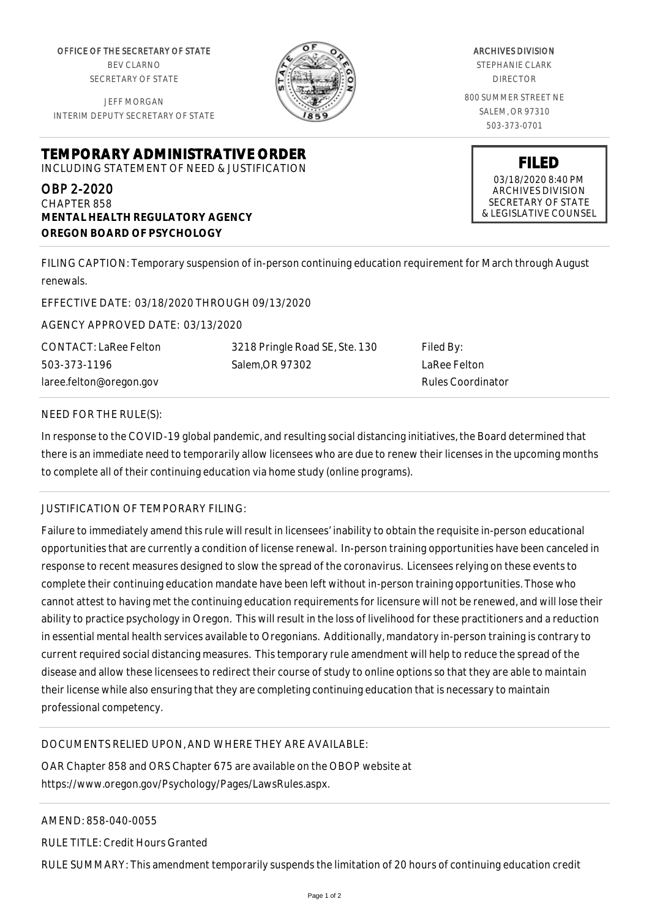OFFICE OF THE SECRETARY OF STATE
BEV CLARNO
SECRETARY OF STATE

JEFF MORGAN
INTERIM DEPUTY SECRETARY OF STATE

ARCHIVES DIVISION
STEPHANIE CLARK
DIRECTOR

800 SUMMER STREET NE
SALEM, OR 97310
503-373-0701

# TEMPORARY ADMINISTRATIVE ORDER

INCLUDING STATEMENT OF NEED & JUSTIFICATION

**FILED**
03/18/2020 8:40 PM
ARCHIVES DIVISION
SECRETARY OF STATE
& LEGISLATIVE COUNSEL

OBP 2-2020
CHAPTER 858
**MENTAL HEALTH REGULATORY AGENCY**
**OREGON BOARD OF PSYCHOLOGY**

FILING CAPTION: Temporary suspension of in-person continuing education requirement for March through August renewals.

EFFECTIVE DATE: 03/18/2020 THROUGH 09/13/2020

AGENCY APPROVED DATE: 03/13/2020

CONTACT: LaRee Felton
503-373-1196
laree.felton@oregon.gov

3218 Pringle Road SE, Ste. 130
Salem,OR 97302

Filed By:
LaRee Felton
Rules Coordinator

NEED FOR THE RULE(S):

In response to the COVID-19 global pandemic, and resulting social distancing initiatives, the Board determined that there is an immediate need to temporarily allow licensees who are due to renew their licenses in the upcoming months to complete all of their continuing education via home study (online programs).

JUSTIFICATION OF TEMPORARY FILING:

Failure to immediately amend this rule will result in licensees' inability to obtain the requisite in-person educational opportunities that are currently a condition of license renewal. In-person training opportunities have been canceled in response to recent measures designed to slow the spread of the coronavirus. Licensees relying on these events to complete their continuing education mandate have been left without in-person training opportunities. Those who cannot attest to having met the continuing education requirements for licensure will not be renewed, and will lose their ability to practice psychology in Oregon. This will result in the loss of livelihood for these practitioners and a reduction in essential mental health services available to Oregonians. Additionally, mandatory in-person training is contrary to current required social distancing measures. This temporary rule amendment will help to reduce the spread of the disease and allow these licensees to redirect their course of study to online options so that they are able to maintain their license while also ensuring that they are completing continuing education that is necessary to maintain professional competency.

DOCUMENTS RELIED UPON, AND WHERE THEY ARE AVAILABLE:

OAR Chapter 858 and ORS Chapter 675 are available on the OBOP website at https://www.oregon.gov/Psychology/Pages/LawsRules.aspx.

AMEND: 858-040-0055

RULE TITLE: Credit Hours Granted

RULE SUMMARY: This amendment temporarily suspends the limitation of 20 hours of continuing education credit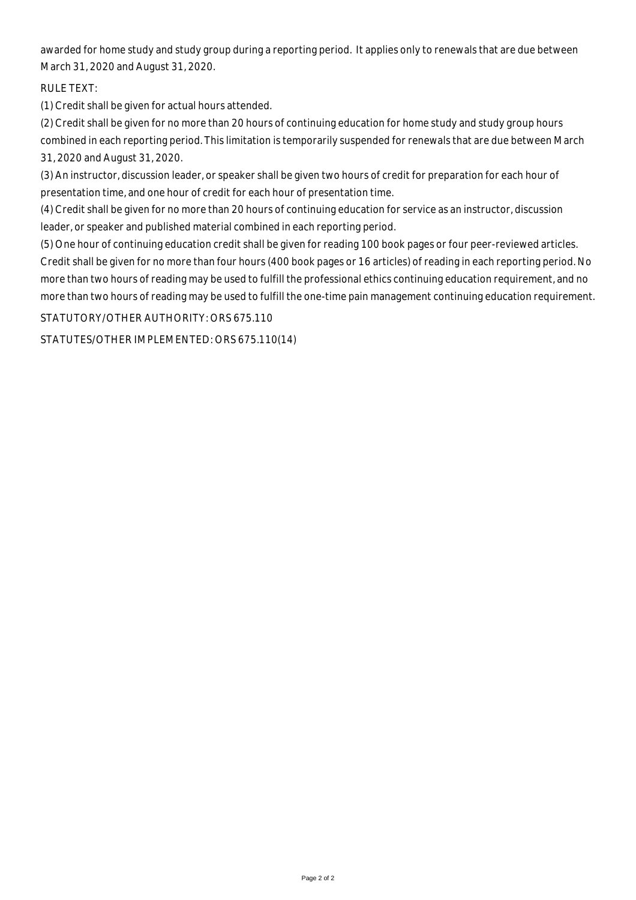awarded for home study and study group during a reporting period. It applies only to renewals that are due between March 31, 2020 and August 31, 2020.

RULE TEXT:

(1) Credit shall be given for actual hours attended.

(2) Credit shall be given for no more than 20 hours of continuing education for home study and study group hours combined in each reporting period. This limitation is temporarily suspended for renewals that are due between March 31, 2020 and August 31, 2020.

(3) An instructor, discussion leader, or speaker shall be given two hours of credit for preparation for each hour of presentation time, and one hour of credit for each hour of presentation time.

(4) Credit shall be given for no more than 20 hours of continuing education for service as an instructor, discussion leader, or speaker and published material combined in each reporting period.

(5) One hour of continuing education credit shall be given for reading 100 book pages or four peer-reviewed articles. Credit shall be given for no more than four hours (400 book pages or 16 articles) of reading in each reporting period. No more than two hours of reading may be used to fulfill the professional ethics continuing education requirement, and no more than two hours of reading may be used to fulfill the one-time pain management continuing education requirement.

STATUTORY/OTHER AUTHORITY: ORS 675.110

STATUTES/OTHER IMPLEMENTED: ORS 675.110(14)